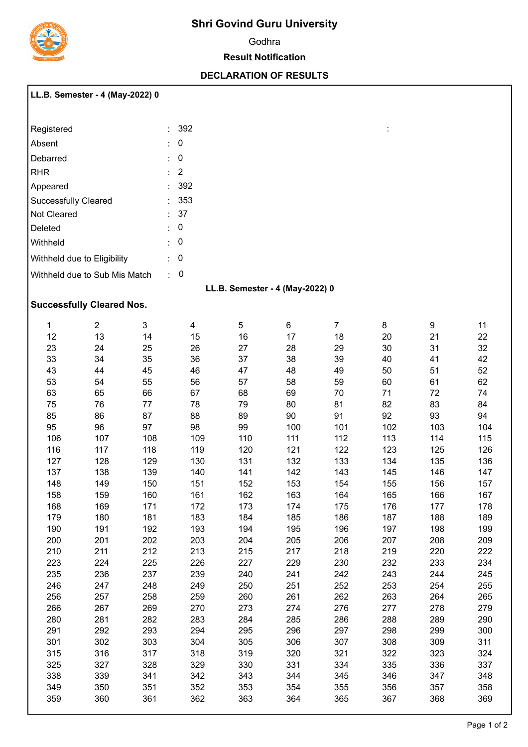# Shri Govind Guru University

Godhra

**Result Notification**

**DECLARATION OF RESULTS**

**LL.B. Semester - 4 (May-2022) 0**

| | | |
|---|---|---|
| Registered | : | 392 |
| Absent | : | 0 |
| Debarred | : | 0 |
| RHR | : | 2 |
| Appeared | : | 392 |
| Successfully Cleared | : | 353 |
| Not Cleared | : | 37 |
| Deleted | : | 0 |
| Withheld | : | 0 |
| Withheld due to Eligibility | : | 0 |
| Withheld due to Sub Mis Match | : | 0 |

**LL.B. Semester - 4 (May-2022) 0**

**Successfully Cleared Nos.**

| | | | | | | | | | |
|---|---|---|---|---|---|---|---|---|---|
| 1 | 2 | 3 | 4 | 5 | 6 | 7 | 8 | 9 | 11 |
| 12 | 13 | 14 | 15 | 16 | 17 | 18 | 20 | 21 | 22 |
| 23 | 24 | 25 | 26 | 27 | 28 | 29 | 30 | 31 | 32 |
| 33 | 34 | 35 | 36 | 37 | 38 | 39 | 40 | 41 | 42 |
| 43 | 44 | 45 | 46 | 47 | 48 | 49 | 50 | 51 | 52 |
| 53 | 54 | 55 | 56 | 57 | 58 | 59 | 60 | 61 | 62 |
| 63 | 65 | 66 | 67 | 68 | 69 | 70 | 71 | 72 | 74 |
| 75 | 76 | 77 | 78 | 79 | 80 | 81 | 82 | 83 | 84 |
| 85 | 86 | 87 | 88 | 89 | 90 | 91 | 92 | 93 | 94 |
| 95 | 96 | 97 | 98 | 99 | 100 | 101 | 102 | 103 | 104 |
| 106 | 107 | 108 | 109 | 110 | 111 | 112 | 113 | 114 | 115 |
| 116 | 117 | 118 | 119 | 120 | 121 | 122 | 123 | 125 | 126 |
| 127 | 128 | 129 | 130 | 131 | 132 | 133 | 134 | 135 | 136 |
| 137 | 138 | 139 | 140 | 141 | 142 | 143 | 145 | 146 | 147 |
| 148 | 149 | 150 | 151 | 152 | 153 | 154 | 155 | 156 | 157 |
| 158 | 159 | 160 | 161 | 162 | 163 | 164 | 165 | 166 | 167 |
| 168 | 169 | 171 | 172 | 173 | 174 | 175 | 176 | 177 | 178 |
| 179 | 180 | 181 | 183 | 184 | 185 | 186 | 187 | 188 | 189 |
| 190 | 191 | 192 | 193 | 194 | 195 | 196 | 197 | 198 | 199 |
| 200 | 201 | 202 | 203 | 204 | 205 | 206 | 207 | 208 | 209 |
| 210 | 211 | 212 | 213 | 215 | 217 | 218 | 219 | 220 | 222 |
| 223 | 224 | 225 | 226 | 227 | 229 | 230 | 232 | 233 | 234 |
| 235 | 236 | 237 | 239 | 240 | 241 | 242 | 243 | 244 | 245 |
| 246 | 247 | 248 | 249 | 250 | 251 | 252 | 253 | 254 | 255 |
| 256 | 257 | 258 | 259 | 260 | 261 | 262 | 263 | 264 | 265 |
| 266 | 267 | 269 | 270 | 273 | 274 | 276 | 277 | 278 | 279 |
| 280 | 281 | 282 | 283 | 284 | 285 | 286 | 288 | 289 | 290 |
| 291 | 292 | 293 | 294 | 295 | 296 | 297 | 298 | 299 | 300 |
| 301 | 302 | 303 | 304 | 305 | 306 | 307 | 308 | 309 | 311 |
| 315 | 316 | 317 | 318 | 319 | 320 | 321 | 322 | 323 | 324 |
| 325 | 327 | 328 | 329 | 330 | 331 | 334 | 335 | 336 | 337 |
| 338 | 339 | 341 | 342 | 343 | 344 | 345 | 346 | 347 | 348 |
| 349 | 350 | 351 | 352 | 353 | 354 | 355 | 356 | 357 | 358 |
| 359 | 360 | 361 | 362 | 363 | 364 | 365 | 367 | 368 | 369 |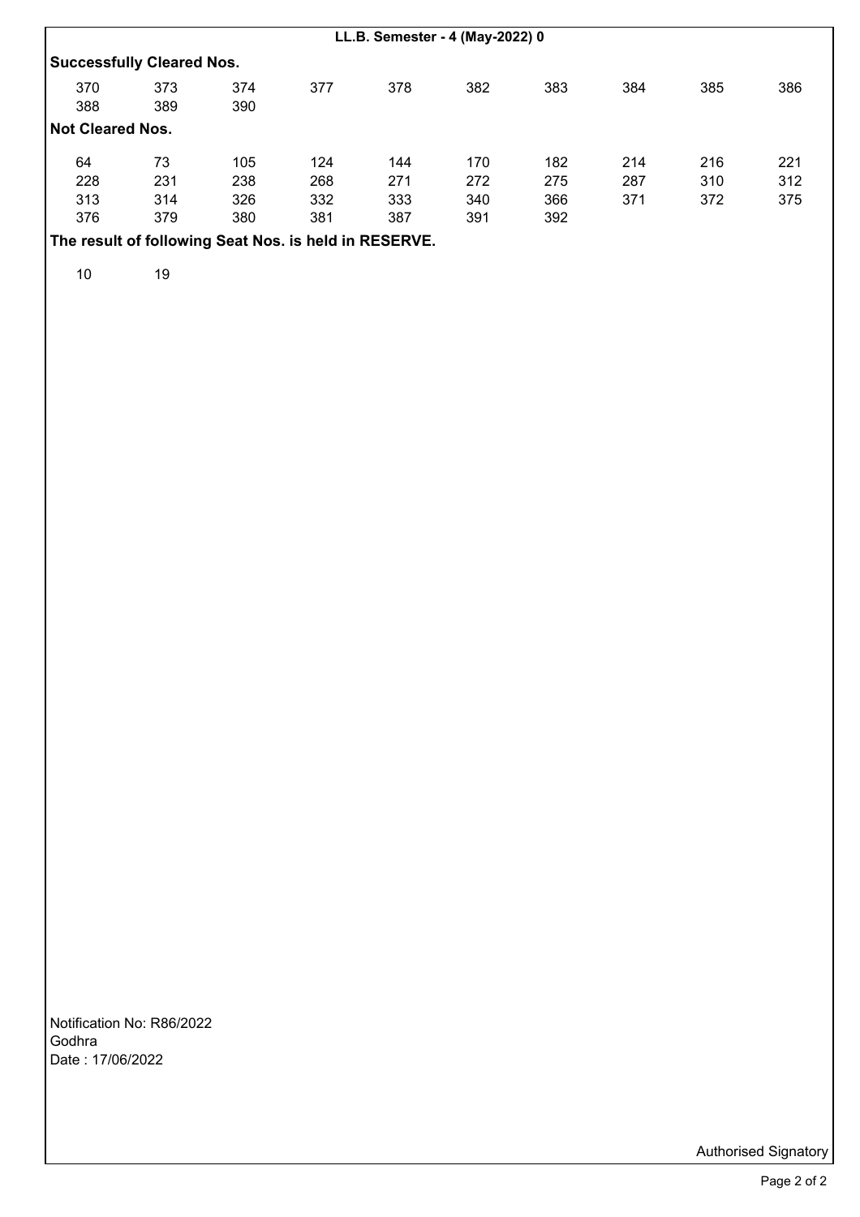**LL.B. Semester - 4 (May-2022) 0**

**Successfully Cleared Nos.**

| | | | | | | | | | |
|---|---|---|---|---|---|---|---|---|---|
| 370 | 373 | 374 | 377 | 378 | 382 | 383 | 384 | 385 | 386 |
| 388 | 389 | 390 | | | | | | | |

**Not Cleared Nos.**

| | | | | | | | | | |
|---|---|---|---|---|---|---|---|---|---|
| 64 | 73 | 105 | 124 | 144 | 170 | 182 | 214 | 216 | 221 |
| 228 | 231 | 238 | 268 | 271 | 272 | 275 | 287 | 310 | 312 |
| 313 | 314 | 326 | 332 | 333 | 340 | 366 | 371 | 372 | 375 |
| 376 | 379 | 380 | 381 | 387 | 391 | 392 | | | |

**The result of following Seat Nos. is held in RESERVE.**

| | |
|---|---|
| 10 | 19 |

Notification No: R86/2022
Godhra
Date : 17/06/2022

Authorised Signatory